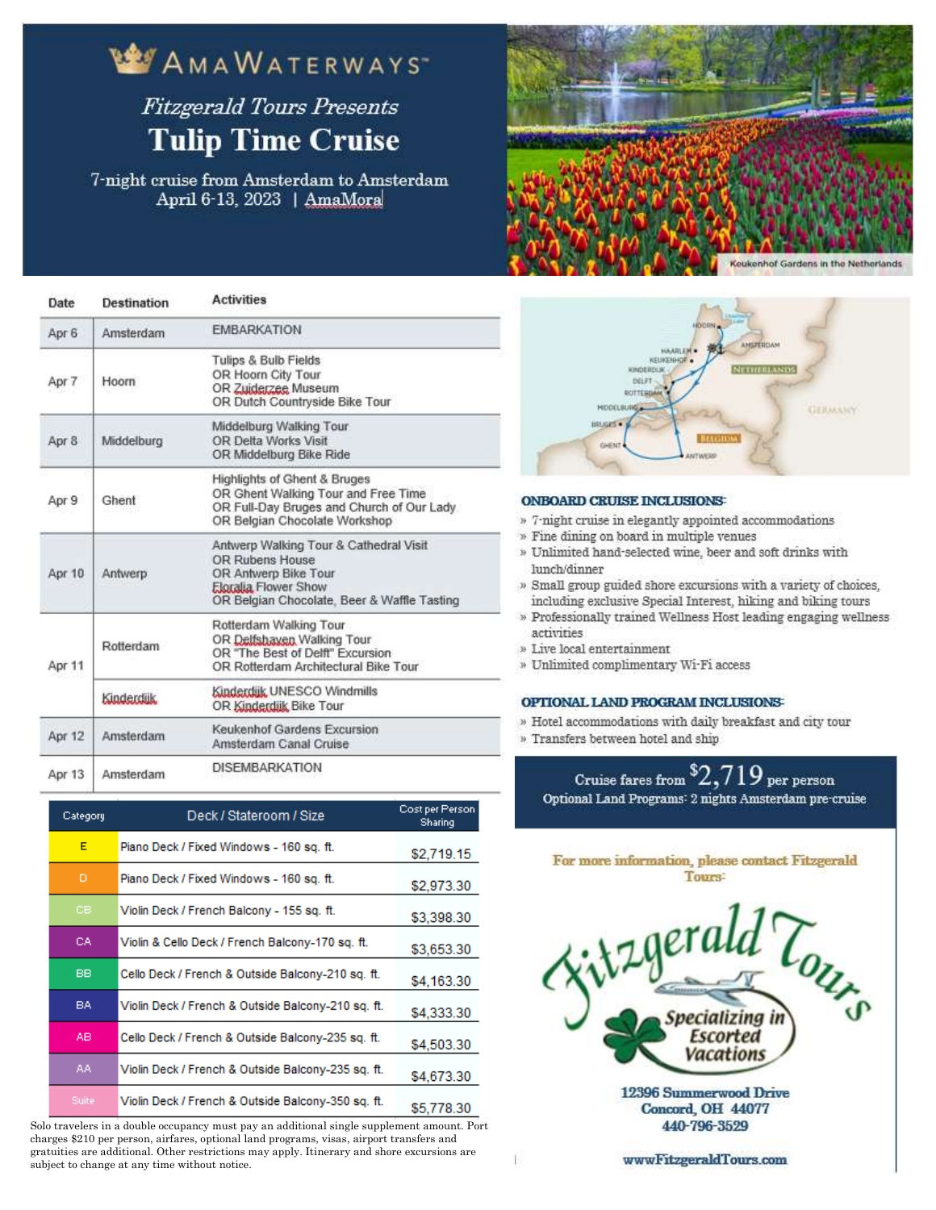AMAWATERWAYS™

*Fitzgerald Tours Presents*

# Tulip Time Cruise

7-night cruise from Amsterdam to Amsterdam
April 6-13, 2023 | AmaMora

Keukenhof Gardens in the Netherlands

| Date | Destination | Activities |
|---|---|---|
| Apr 6 | Amsterdam | EMBARKATION |
| Apr 7 | Hoorn | Tulips & Bulb Fields<br>OR Hoorn City Tour<br>OR Zuiderzee Museum<br>OR Dutch Countryside Bike Tour |
| Apr 8 | Middelburg | Middelburg Walking Tour<br>OR Delta Works Visit<br>OR Middelburg Bike Ride |
| Apr 9 | Ghent | Highlights of Ghent & Bruges<br>OR Ghent Walking Tour and Free Time<br>OR Full-Day Bruges and Church of Our Lady<br>OR Belgian Chocolate Workshop |
| Apr 10 | Antwerp | Antwerp Walking Tour & Cathedral Visit<br>OR Rubens House<br>OR Antwerp Bike Tour<br>Floralia Flower Show<br>OR Belgian Chocolate, Beer & Waffle Tasting |
| Apr 11 | Rotterdam | Rotterdam Walking Tour<br>OR Delfshaven Walking Tour<br>OR "The Best of Delft" Excursion<br>OR Rotterdam Architectural Bike Tour |
| | Kinderdijk | Kinderdijk UNESCO Windmills<br>OR Kinderdijk Bike Tour |
| Apr 12 | Amsterdam | Keukenhof Gardens Excursion<br>Amsterdam Canal Cruise |
| Apr 13 | Amsterdam | DISEMBARKATION |

| Category | Deck / Stateroom / Size | Cost per Person Sharing |
|---|---|---|
| E | Piano Deck / Fixed Windows - 160 sq. ft. | $2,719.15 |
| D | Piano Deck / Fixed Windows - 160 sq. ft. | $2,973.30 |
| CB | Violin Deck / French Balcony - 155 sq. ft. | $3,398.30 |
| CA | Violin & Cello Deck / French Balcony-170 sq. ft. | $3,653.30 |
| BB | Cello Deck / French & Outside Balcony-210 sq. ft. | $4,163.30 |
| BA | Violin Deck / French & Outside Balcony-210 sq. ft. | $4,333.30 |
| AB | Cello Deck / French & Outside Balcony-235 sq. ft. | $4,503.30 |
| AA | Violin Deck / French & Outside Balcony-235 sq. ft. | $4,673.30 |
| Suite | Violin Deck / French & Outside Balcony-350 sq. ft. | $5,778.30 |

Solo travelers in a double occupancy must pay an additional single supplement amount. Port charges $210 per person, airfares, optional land programs, visas, airport transfers and gratuities are additional. Other restrictions may apply. Itinerary and shore excursions are subject to change at any time without notice.

## ONBOARD CRUISE INCLUSIONS:

- 7-night cruise in elegantly appointed accommodations
- Fine dining on board in multiple venues
- Unlimited hand-selected wine, beer and soft drinks with lunch/dinner
- Small group guided shore excursions with a variety of choices, including exclusive Special Interest, hiking and biking tours
- Professionally trained Wellness Host leading engaging wellness activities
- Live local entertainment
- Unlimited complimentary Wi-Fi access

## OPTIONAL LAND PROGRAM INCLUSIONS:

- Hotel accommodations with daily breakfast and city tour
- Transfers between hotel and ship

Cruise fares from $2,719 per person
Optional Land Programs: 2 nights Amsterdam pre-cruise

**For more information, please contact Fitzgerald Tours:**

Fitzgerald Tours
Specializing in Escorted Vacations

**12396 Summerwood Drive**
**Concord, OH 44077**
**440-796-3529**

**www.FitzgeraldTours.com**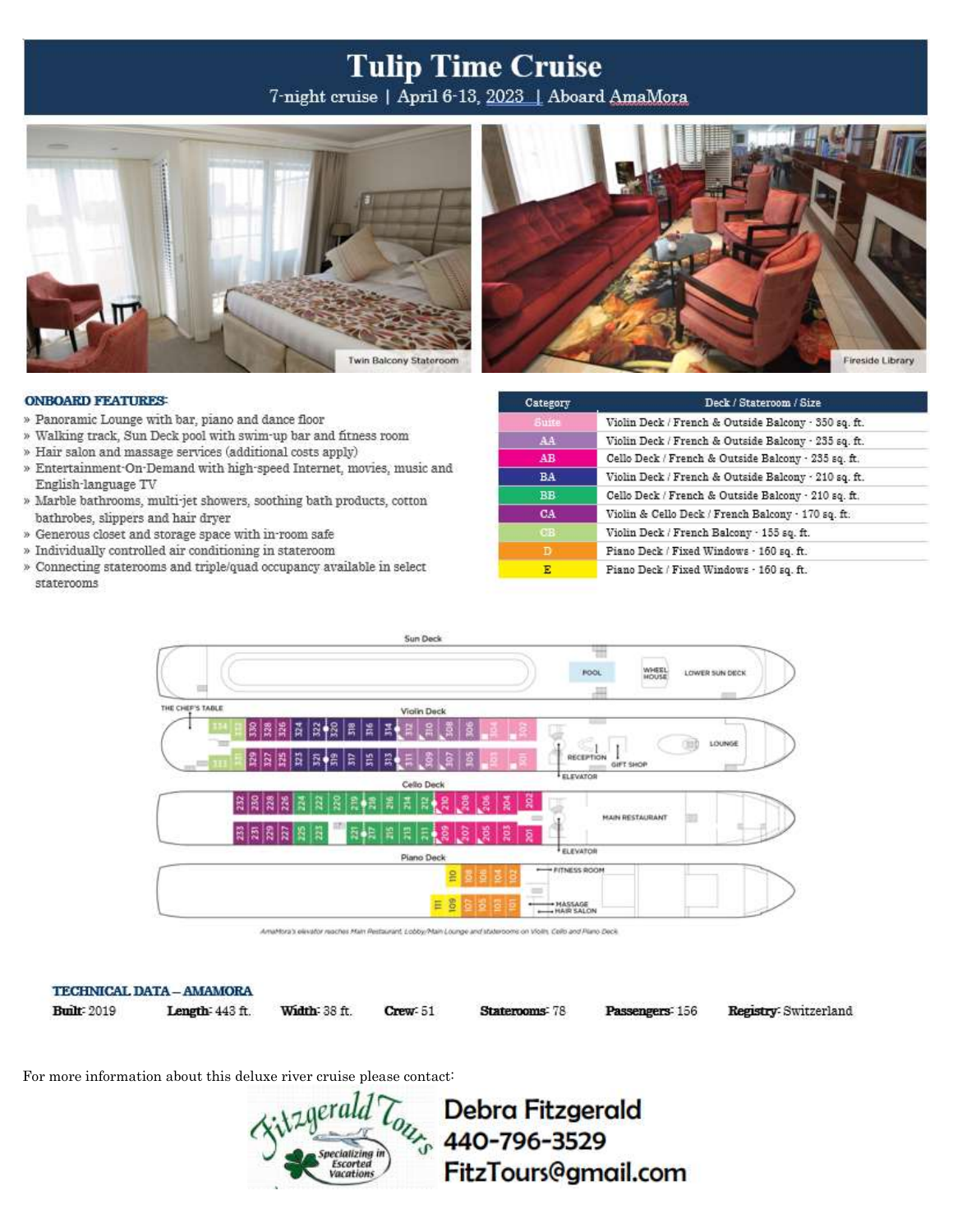# Tulip Time Cruise

7-night cruise | April 6-13, 2023 | Aboard AmaMora

Twin Balcony Stateroom

Fireside Library

**ONBOARD FEATURES:**

- Panoramic Lounge with bar, piano and dance floor
- Walking track, Sun Deck pool with swim-up bar and fitness room
- Hair salon and massage services (additional costs apply)
- Entertainment-On-Demand with high-speed Internet, movies, music and English-language TV
- Marble bathrooms, multi-jet showers, soothing bath products, cotton bathrobes, slippers and hair dryer
- Generous closet and storage space with in-room safe
- Individually controlled air conditioning in stateroom
- Connecting staterooms and triple/quad occupancy available in select staterooms

| Category | Deck / Stateroom / Size |
|---|---|
| Suite | Violin Deck / French & Outside Balcony - 350 sq. ft. |
| AA | Violin Deck / French & Outside Balcony - 235 sq. ft. |
| AB | Cello Deck / French & Outside Balcony - 235 sq. ft. |
| BA | Violin Deck / French & Outside Balcony - 210 sq. ft. |
| BB | Cello Deck / French & Outside Balcony - 210 sq. ft. |
| CA | Violin & Cello Deck / French Balcony - 170 sq. ft. |
| CB | Violin Deck / French Balcony - 155 sq. ft. |
| D | Piano Deck / Fixed Windows - 160 sq. ft. |
| E | Piano Deck / Fixed Windows - 160 sq. ft. |

Sun Deck — POOL, WHEEL HOUSE, LOWER SUN DECK

Violin Deck — THE CHEF'S TABLE, RECEPTION, GIFT SHOP, LOUNGE, ELEVATOR

Cello Deck — MAIN RESTAURANT, ELEVATOR

Piano Deck — FITNESS ROOM, MASSAGE, HAIR SALON

AmaMora's elevator reaches Main Restaurant, Lobby/Main Lounge and staterooms on Violin, Cello and Piano Deck

**TECHNICAL DATA – AMAMORA**

**Built:** 2019 **Length:** 443 ft. **Width:** 38 ft. **Crew:** 51 **Staterooms:** 78 **Passengers:** 156 **Registry:** Switzerland

For more information about this deluxe river cruise please contact:

Fitzgerald Tours — Specializing in Escorted Vacations

**Debra Fitzgerald**
**440-796-3529**
**FitzTours@gmail.com**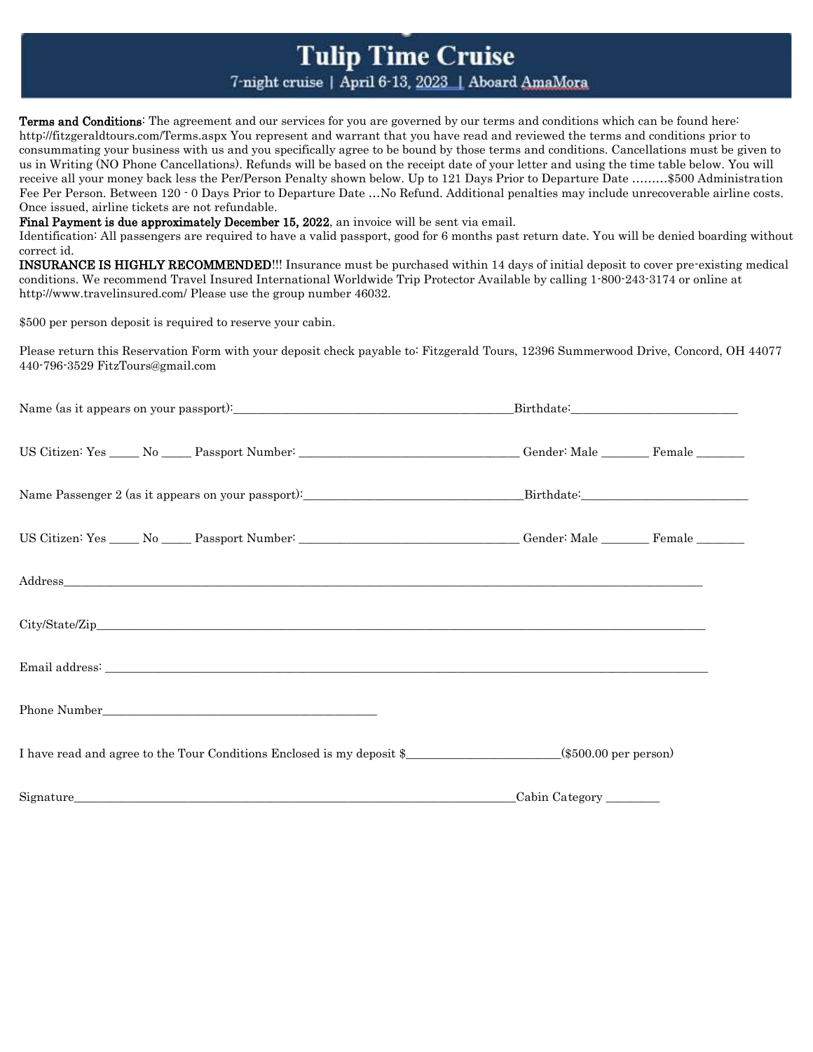# Tulip Time Cruise

7-night cruise | April 6-13, 2023 | Aboard AmaMora

**Terms and Conditions**: The agreement and our services for you are governed by our terms and conditions which can be found here: http://fitzgeraldtours.com/Terms.aspx You represent and warrant that you have read and reviewed the terms and conditions prior to consummating your business with us and you specifically agree to be bound by those terms and conditions. Cancellations must be given to us in Writing (NO Phone Cancellations). Refunds will be based on the receipt date of your letter and using the time table below. You will receive all your money back less the Per/Person Penalty shown below. Up to 121 Days Prior to Departure Date ………$500 Administration Fee Per Person. Between 120 - 0 Days Prior to Departure Date …No Refund. Additional penalties may include unrecoverable airline costs. Once issued, airline tickets are not refundable.

**Final Payment is due approximately December 15, 2022**, an invoice will be sent via email.

Identification: All passengers are required to have a valid passport, good for 6 months past return date. You will be denied boarding without correct id.

**INSURANCE IS HIGHLY RECOMMENDED**!!! Insurance must be purchased within 14 days of initial deposit to cover pre-existing medical conditions. We recommend Travel Insured International Worldwide Trip Protector Available by calling 1-800-243-3174 or online at http://www.travelinsured.com/ Please use the group number 46032.

$500 per person deposit is required to reserve your cabin.

Please return this Reservation Form with your deposit check payable to: Fitzgerald Tours, 12396 Summerwood Drive, Concord, OH 44077 440-796-3529 FitzTours@gmail.com

Name (as it appears on your passport):_______________________________________________Birthdate:___________________________

US Citizen: Yes _____ No _____ Passport Number: ____________________________________ Gender: Male ________ Female ________

Name Passenger 2 (as it appears on your passport):____________________________________Birthdate:___________________________

US Citizen: Yes _____ No _____ Passport Number: ____________________________________ Gender: Male ________ Female ________

Address________________________________________________________________________________________________________

City/State/Zip____________________________________________________________________________________________________

Email address: ___________________________________________________________________________________________________

Phone Number_____________________________________________

I have read and agree to the Tour Conditions Enclosed is my deposit $__________________________($500.00 per person)

Signature_________________________________________________________________________Cabin Category _________